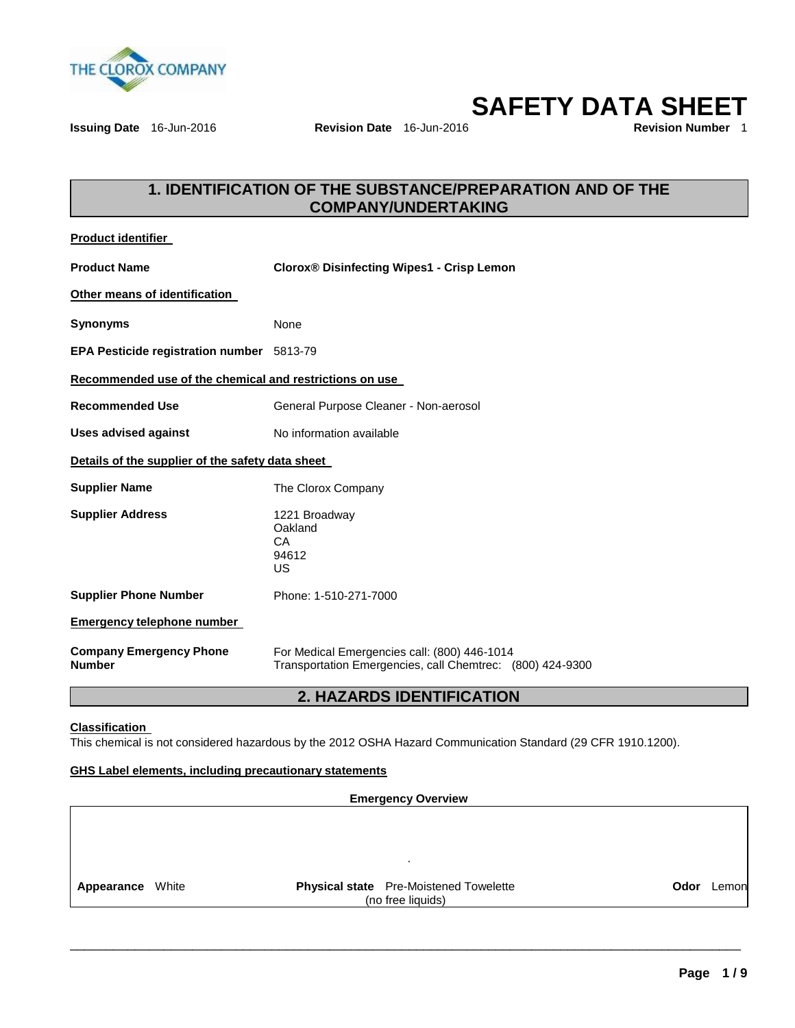THE CLOROX COMPANY

# SAFETY DATA SHEET

**Issuing Date** 16-Jun-2016 **Revision Date** 16-Jun-2016 **Revision Number** 1

## 1. IDENTIFICATION OF THE SUBSTANCE/PREPARATION AND OF THE COMPANY/UNDERTAKING

**Product identifier**

**Product Name** **Clorox® Disinfecting Wipes1 - Crisp Lemon**

**Other means of identification**

**Synonyms** None

**EPA Pesticide registration number** 5813-79

**Recommended use of the chemical and restrictions on use**

**Recommended Use** General Purpose Cleaner - Non-aerosol

**Uses advised against** No information available

**Details of the supplier of the safety data sheet**

**Supplier Name** The Clorox Company

**Supplier Address**
1221 Broadway
Oakland
CA
94612
US

**Supplier Phone Number** Phone: 1-510-271-7000

**Emergency telephone number**

**Company Emergency Phone Number**
For Medical Emergencies call: (800) 446-1014
Transportation Emergencies, call Chemtrec: (800) 424-9300

## 2. HAZARDS IDENTIFICATION

**Classification**

This chemical is not considered hazardous by the 2012 OSHA Hazard Communication Standard (29 CFR 1910.1200).

**GHS Label elements, including precautionary statements**

**Emergency Overview**

| **Appearance** White | **Physical state** Pre-Moistened Towelette (no free liquids) | **Odor** Lemon |
|---|---|---|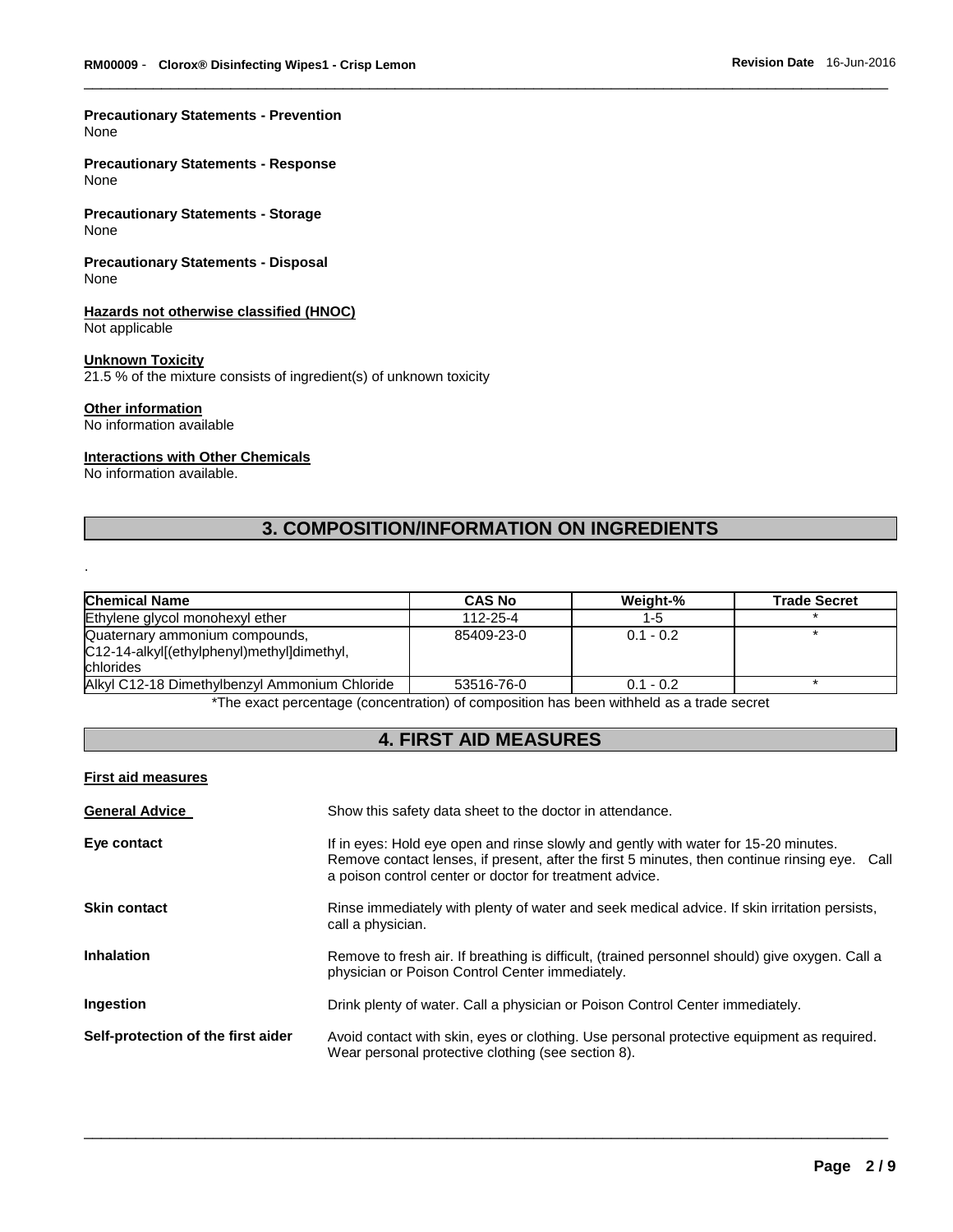**Precautionary Statements - Prevention**
None

**Precautionary Statements - Response**
None

**Precautionary Statements - Storage**
None

**Precautionary Statements - Disposal**
None

**Hazards not otherwise classified (HNOC)**
Not applicable

**Unknown Toxicity**
21.5 % of the mixture consists of ingredient(s) of unknown toxicity

**Other information**
No information available

**Interactions with Other Chemicals**
No information available.

## 3. COMPOSITION/INFORMATION ON INGREDIENTS

.

| Chemical Name | CAS No | Weight-% | Trade Secret |
| --- | --- | --- | --- |
| Ethylene glycol monohexyl ether | 112-25-4 | 1-5 | * |
| Quaternary ammonium compounds, C12-14-alkyl[(ethylphenyl)methyl]dimethyl, chlorides | 85409-23-0 | 0.1 - 0.2 | * |
| Alkyl C12-18 Dimethylbenzyl Ammonium Chloride | 53516-76-0 | 0.1 - 0.2 | * |

*The exact percentage (concentration) of composition has been withheld as a trade secret

## 4. FIRST AID MEASURES

**First aid measures**

**General Advice**
Show this safety data sheet to the doctor in attendance.

**Eye contact**
If in eyes: Hold eye open and rinse slowly and gently with water for 15-20 minutes. Remove contact lenses, if present, after the first 5 minutes, then continue rinsing eye. Call a poison control center or doctor for treatment advice.

**Skin contact**
Rinse immediately with plenty of water and seek medical advice. If skin irritation persists, call a physician.

**Inhalation**
Remove to fresh air. If breathing is difficult, (trained personnel should) give oxygen. Call a physician or Poison Control Center immediately.

**Ingestion**
Drink plenty of water. Call a physician or Poison Control Center immediately.

**Self-protection of the first aider**
Avoid contact with skin, eyes or clothing. Use personal protective equipment as required. Wear personal protective clothing (see section 8).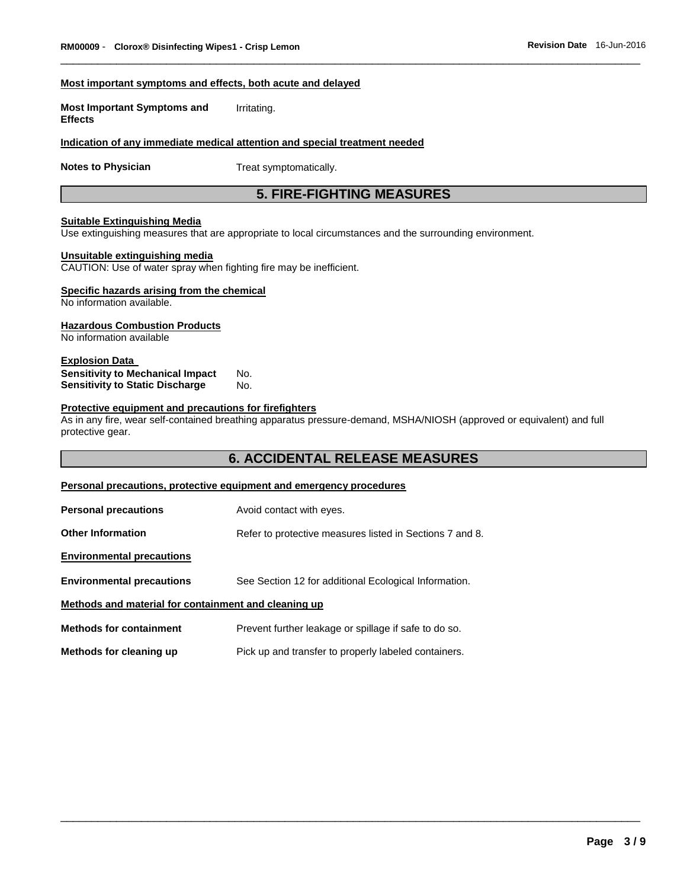#### Most important symptoms and effects, both acute and delayed

| | |
|---|---|
| **Most Important Symptoms and Effects** | Irritating. |

#### Indication of any immediate medical attention and special treatment needed

| | |
|---|---|
| **Notes to Physician** | Treat symptomatically. |

## 5. FIRE-FIGHTING MEASURES

#### Suitable Extinguishing Media

Use extinguishing measures that are appropriate to local circumstances and the surrounding environment.

#### Unsuitable extinguishing media

CAUTION: Use of water spray when fighting fire may be inefficient.

#### Specific hazards arising from the chemical

No information available.

#### Hazardous Combustion Products

No information available

#### Explosion Data

| | |
|---|---|
| **Sensitivity to Mechanical Impact** | No. |
| **Sensitivity to Static Discharge** | No. |

#### Protective equipment and precautions for firefighters

As in any fire, wear self-contained breathing apparatus pressure-demand, MSHA/NIOSH (approved or equivalent) and full protective gear.

## 6. ACCIDENTAL RELEASE MEASURES

#### Personal precautions, protective equipment and emergency procedures

| | |
|---|---|
| **Personal precautions** | Avoid contact with eyes. |
| **Other Information** | Refer to protective measures listed in Sections 7 and 8. |

#### Environmental precautions

| | |
|---|---|
| **Environmental precautions** | See Section 12 for additional Ecological Information. |

#### Methods and material for containment and cleaning up

| | |
|---|---|
| **Methods for containment** | Prevent further leakage or spillage if safe to do so. |
| **Methods for cleaning up** | Pick up and transfer to properly labeled containers. |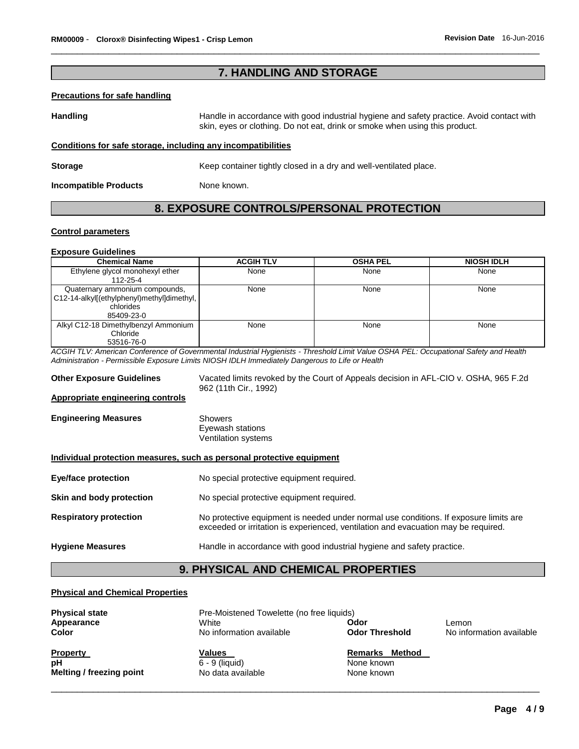## 7. HANDLING AND STORAGE

**Precautions for safe handling**

**Handling** Handle in accordance with good industrial hygiene and safety practice. Avoid contact with skin, eyes or clothing. Do not eat, drink or smoke when using this product.

**Conditions for safe storage, including any incompatibilities**

**Storage** Keep container tightly closed in a dry and well-ventilated place.

**Incompatible Products** None known.

## 8. EXPOSURE CONTROLS/PERSONAL PROTECTION

**Control parameters**

**Exposure Guidelines**

| Chemical Name | ACGIH TLV | OSHA PEL | NIOSH IDLH |
|---|---|---|---|
| Ethylene glycol monohexyl ether 112-25-4 | None | None | None |
| Quaternary ammonium compounds, C12-14-alkyl[(ethylphenyl)methyl]dimethyl, chlorides 85409-23-0 | None | None | None |
| Alkyl C12-18 Dimethylbenzyl Ammonium Chloride 53516-76-0 | None | None | None |

*ACGIH TLV: American Conference of Governmental Industrial Hygienists - Threshold Limit Value OSHA PEL: Occupational Safety and Health Administration - Permissible Exposure Limits NIOSH IDLH Immediately Dangerous to Life or Health*

**Other Exposure Guidelines** Vacated limits revoked by the Court of Appeals decision in AFL-CIO v. OSHA, 965 F.2d 962 (11th Cir., 1992)

**Appropriate engineering controls**

**Engineering Measures** Showers
Eyewash stations
Ventilation systems

**Individual protection measures, such as personal protective equipment**

**Eye/face protection** No special protective equipment required.

**Skin and body protection** No special protective equipment required.

**Respiratory protection** No protective equipment is needed under normal use conditions. If exposure limits are exceeded or irritation is experienced, ventilation and evacuation may be required.

**Hygiene Measures** Handle in accordance with good industrial hygiene and safety practice.

## 9. PHYSICAL AND CHEMICAL PROPERTIES

**Physical and Chemical Properties**

**Physical state** Pre-Moistened Towelette (no free liquids)

**Appearance** White **Odor** Lemon

**Color** No information available **Odor Threshold** No information available

| Property | Values | Remarks Method |
|---|---|---|
| pH | 6 - 9 (liquid) | None known |
| Melting / freezing point | No data available | None known |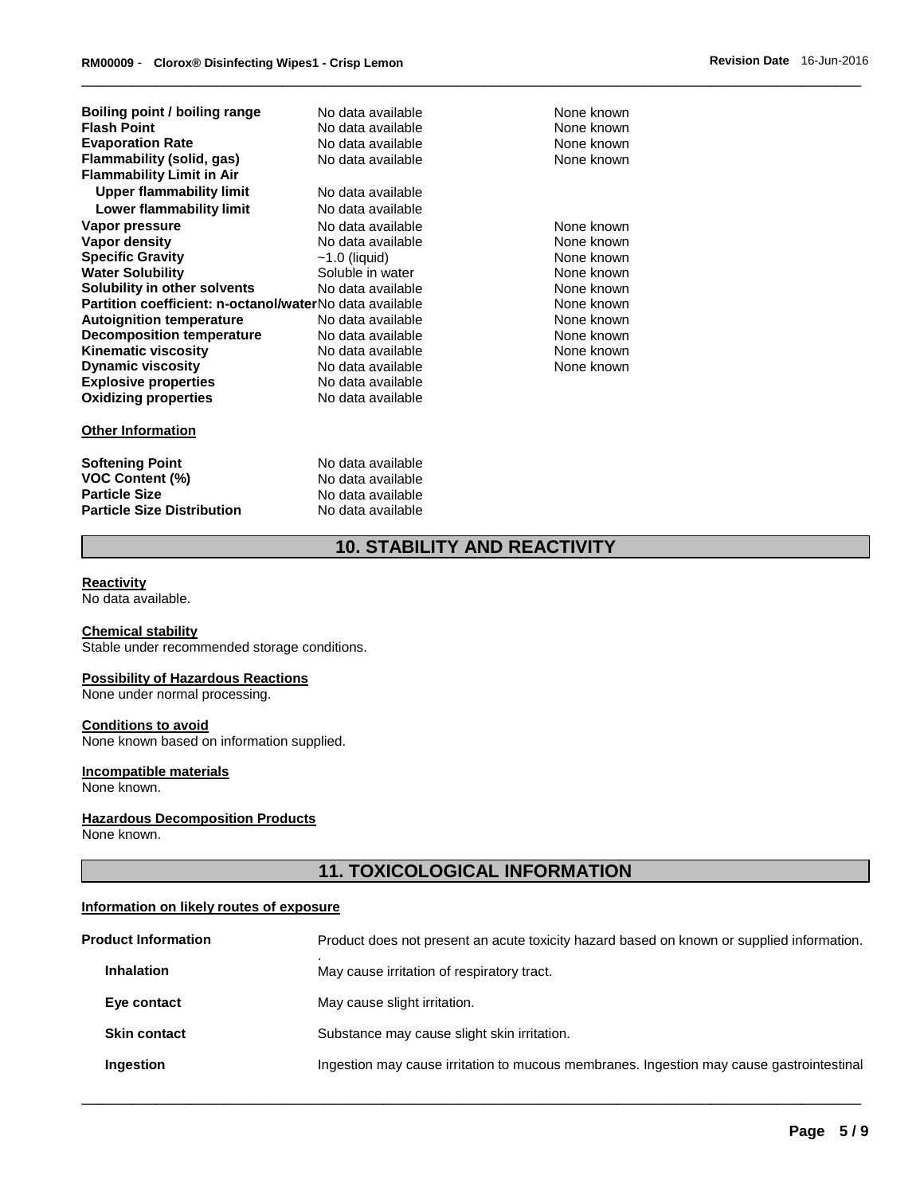| | | |
|---|---|---|
| **Boiling point / boiling range** | No data available | None known |
| **Flash Point** | No data available | None known |
| **Evaporation Rate** | No data available | None known |
| **Flammability (solid, gas)** | No data available | None known |
| **Flammability Limit in Air** | | |
| **Upper flammability limit** | No data available | |
| **Lower flammability limit** | No data available | |
| **Vapor pressure** | No data available | None known |
| **Vapor density** | No data available | None known |
| **Specific Gravity** | ~1.0 (liquid) | None known |
| **Water Solubility** | Soluble in water | None known |
| **Solubility in other solvents** | No data available | None known |
| **Partition coefficient: n-octanol/water** | No data available | None known |
| **Autoignition temperature** | No data available | None known |
| **Decomposition temperature** | No data available | None known |
| **Kinematic viscosity** | No data available | None known |
| **Dynamic viscosity** | No data available | None known |
| **Explosive properties** | No data available | |
| **Oxidizing properties** | No data available | |

**Other Information**

| | |
|---|---|
| **Softening Point** | No data available |
| **VOC Content (%)** | No data available |
| **Particle Size** | No data available |
| **Particle Size Distribution** | No data available |

## 10. STABILITY AND REACTIVITY

**Reactivity**
No data available.

**Chemical stability**
Stable under recommended storage conditions.

**Possibility of Hazardous Reactions**
None under normal processing.

**Conditions to avoid**
None known based on information supplied.

**Incompatible materials**
None known.

**Hazardous Decomposition Products**
None known.

## 11. TOXICOLOGICAL INFORMATION

**Information on likely routes of exposure**

| | |
|---|---|
| **Product Information** | Product does not present an acute toxicity hazard based on known or supplied information. . |
| **Inhalation** | May cause irritation of respiratory tract. |
| **Eye contact** | May cause slight irritation. |
| **Skin contact** | Substance may cause slight skin irritation. |
| **Ingestion** | Ingestion may cause irritation to mucous membranes. Ingestion may cause gastrointestinal |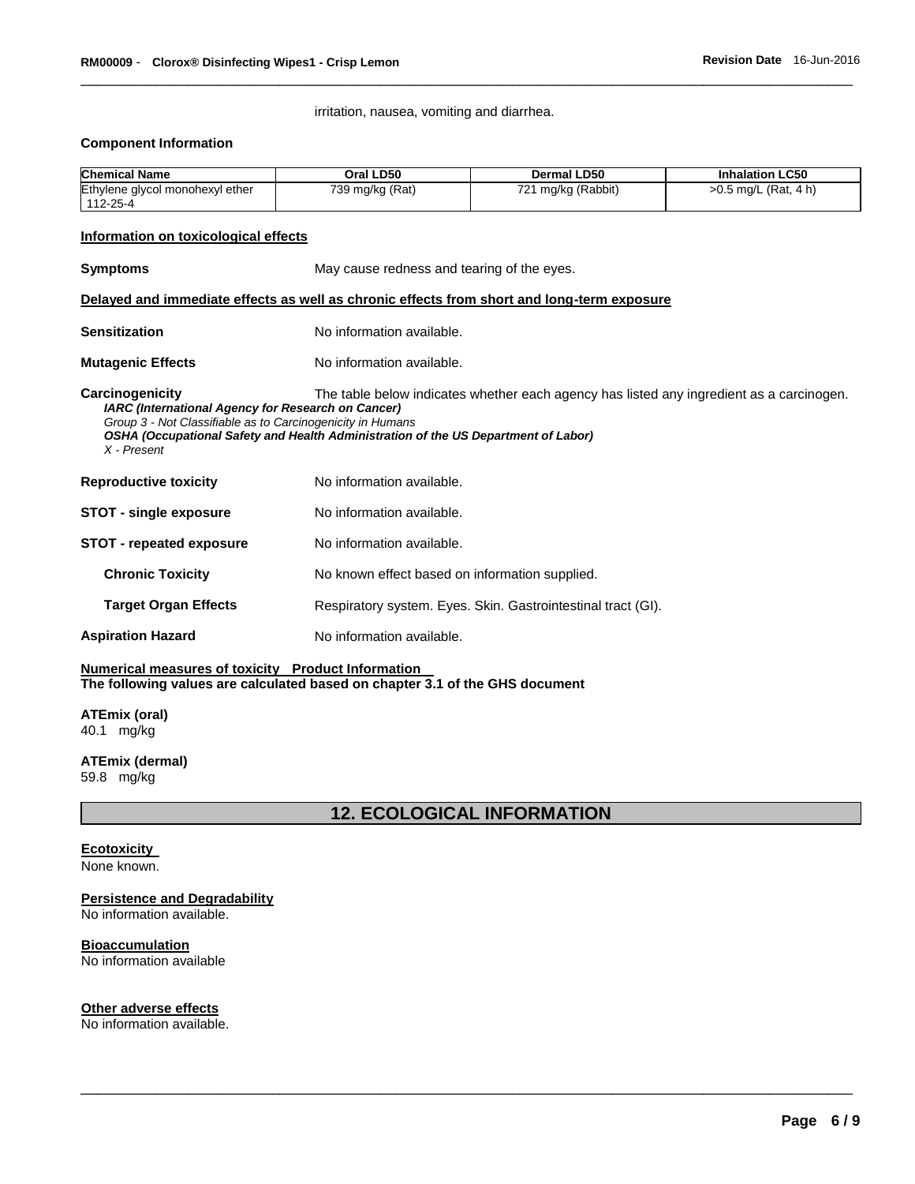irritation, nausea, vomiting and diarrhea.

**Component Information**

| Chemical Name | Oral LD50 | Dermal LD50 | Inhalation LC50 |
|---|---|---|---|
| Ethylene glycol monohexyl ether 112-25-4 | 739 mg/kg (Rat) | 721 mg/kg (Rabbit) | >0.5 mg/L (Rat, 4 h) |

**Information on toxicological effects**

**Symptoms** May cause redness and tearing of the eyes.

**Delayed and immediate effects as well as chronic effects from short and long-term exposure**

**Sensitization** No information available.

**Mutagenic Effects** No information available.

**Carcinogenicity** The table below indicates whether each agency has listed any ingredient as a carcinogen.

***IARC (International Agency for Research on Cancer)***
*Group 3 - Not Classifiable as to Carcinogenicity in Humans*
***OSHA (Occupational Safety and Health Administration of the US Department of Labor)***
*X - Present*

**Reproductive toxicity** No information available.

**STOT - single exposure** No information available.

**STOT - repeated exposure** No information available.

**Chronic Toxicity** No known effect based on information supplied.

**Target Organ Effects** Respiratory system. Eyes. Skin. Gastrointestinal tract (GI).

**Aspiration Hazard** No information available.

**Numerical measures of toxicity Product Information**
**The following values are calculated based on chapter 3.1 of the GHS document**

**ATEmix (oral)**
40.1 mg/kg

**ATEmix (dermal)**
59.8 mg/kg

## 12. ECOLOGICAL INFORMATION

**Ecotoxicity**
None known.

**Persistence and Degradability**
No information available.

**Bioaccumulation**
No information available

**Other adverse effects**
No information available.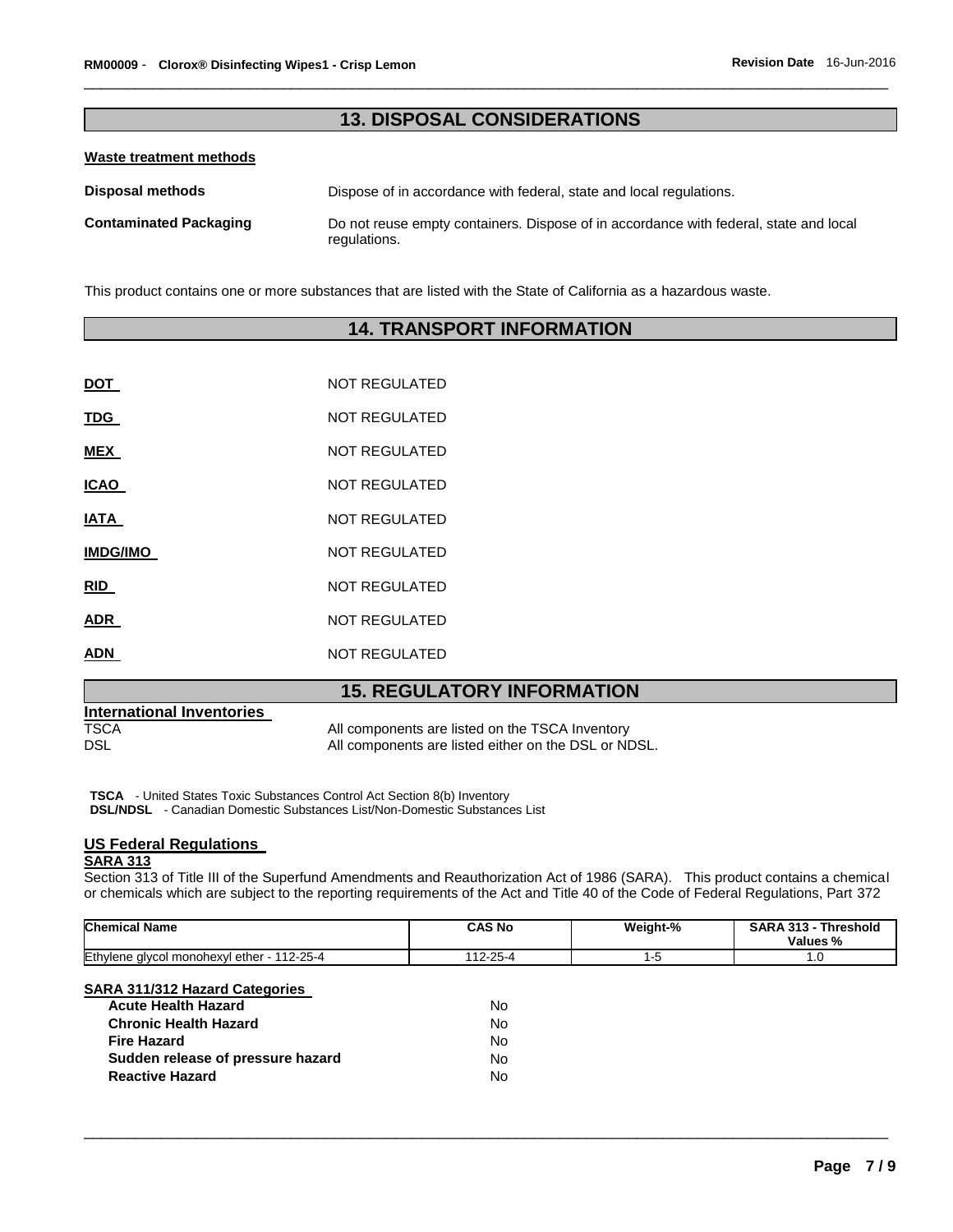## 13. DISPOSAL CONSIDERATIONS

**Waste treatment methods**

**Disposal methods** Dispose of in accordance with federal, state and local regulations.

**Contaminated Packaging** Do not reuse empty containers. Dispose of in accordance with federal, state and local regulations.

This product contains one or more substances that are listed with the State of California as a hazardous waste.

## 14. TRANSPORT INFORMATION

| | |
|---|---|
| **DOT** | NOT REGULATED |
| **TDG** | NOT REGULATED |
| **MEX** | NOT REGULATED |
| **ICAO** | NOT REGULATED |
| **IATA** | NOT REGULATED |
| **IMDG/IMO** | NOT REGULATED |
| **RID** | NOT REGULATED |
| **ADR** | NOT REGULATED |
| **ADN** | NOT REGULATED |

## 15. REGULATORY INFORMATION

**International Inventories**

TSCA All components are listed on the TSCA Inventory
DSL All components are listed either on the DSL or NDSL.

**TSCA** - United States Toxic Substances Control Act Section 8(b) Inventory
**DSL/NDSL** - Canadian Domestic Substances List/Non-Domestic Substances List

**US Federal Regulations**

**SARA 313**

Section 313 of Title III of the Superfund Amendments and Reauthorization Act of 1986 (SARA). This product contains a chemical or chemicals which are subject to the reporting requirements of the Act and Title 40 of the Code of Federal Regulations, Part 372

| Chemical Name | CAS No | Weight-% | SARA 313 - Threshold Values % |
|---|---|---|---|
| Ethylene glycol monohexyl ether - 112-25-4 | 112-25-4 | 1-5 | 1.0 |

**SARA 311/312 Hazard Categories**

| | |
|---|---|
| **Acute Health Hazard** | No |
| **Chronic Health Hazard** | No |
| **Fire Hazard** | No |
| **Sudden release of pressure hazard** | No |
| **Reactive Hazard** | No |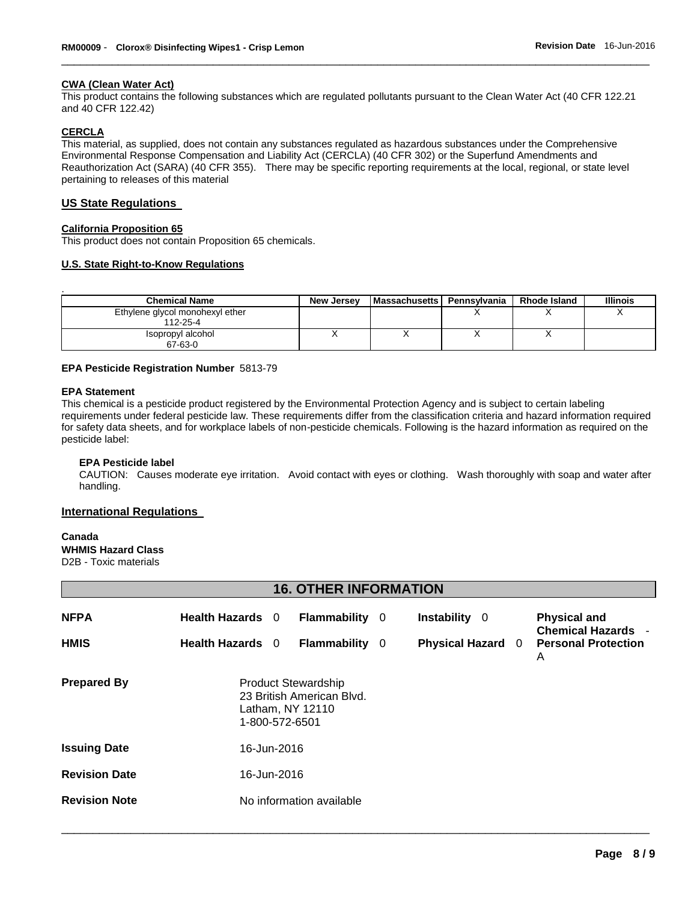#### CWA (Clean Water Act)

This product contains the following substances which are regulated pollutants pursuant to the Clean Water Act (40 CFR 122.21 and 40 CFR 122.42)

#### CERCLA

This material, as supplied, does not contain any substances regulated as hazardous substances under the Comprehensive Environmental Response Compensation and Liability Act (CERCLA) (40 CFR 302) or the Superfund Amendments and Reauthorization Act (SARA) (40 CFR 355). There may be specific reporting requirements at the local, regional, or state level pertaining to releases of this material

### US State Regulations

#### California Proposition 65

This product does not contain Proposition 65 chemicals.

#### U.S. State Right-to-Know Regulations

.

| Chemical Name | New Jersey | Massachusetts | Pennsylvania | Rhode Island | Illinois |
|---|---|---|---|---|---|
| Ethylene glycol monohexyl ether 112-25-4 | | | X | X | X |
| Isopropyl alcohol 67-63-0 | X | X | X | X | |

**EPA Pesticide Registration Number** 5813-79

**EPA Statement**

This chemical is a pesticide product registered by the Environmental Protection Agency and is subject to certain labeling requirements under federal pesticide law. These requirements differ from the classification criteria and hazard information required for safety data sheets, and for workplace labels of non-pesticide chemicals. Following is the hazard information as required on the pesticide label:

**EPA Pesticide label**

CAUTION: Causes moderate eye irritation. Avoid contact with eyes or clothing. Wash thoroughly with soap and water after handling.

### International Regulations

**Canada**

**WHMIS Hazard Class**

D2B - Toxic materials

## 16. OTHER INFORMATION

| | | | | |
|---|---|---|---|---|
| **NFPA** | **Health Hazards** 0 | **Flammability** 0 | **Instability** 0 | **Physical and Chemical Hazards** - |
| **HMIS** | **Health Hazards** 0 | **Flammability** 0 | **Physical Hazard** 0 | **Personal Protection** A |

**Prepared By**
Product Stewardship
23 British American Blvd.
Latham, NY 12110
1-800-572-6501

**Issuing Date** 16-Jun-2016

**Revision Date** 16-Jun-2016

**Revision Note** No information available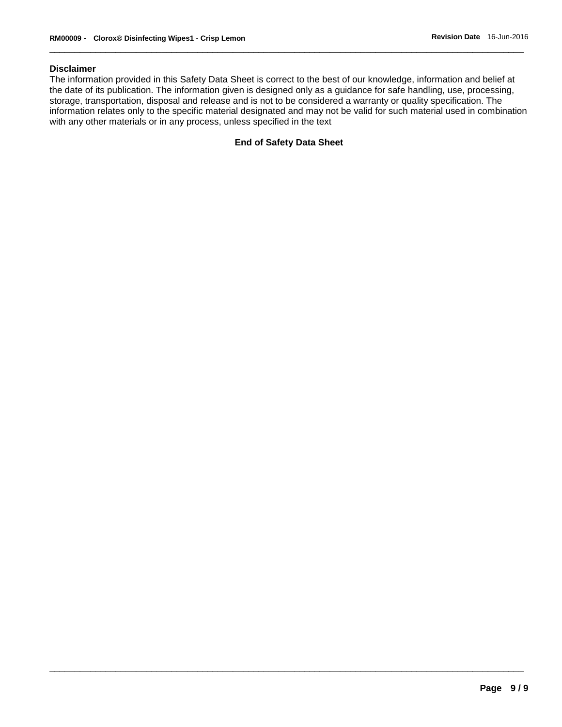**Disclaimer**

The information provided in this Safety Data Sheet is correct to the best of our knowledge, information and belief at the date of its publication. The information given is designed only as a guidance for safe handling, use, processing, storage, transportation, disposal and release and is not to be considered a warranty or quality specification. The information relates only to the specific material designated and may not be valid for such material used in combination with any other materials or in any process, unless specified in the text

**End of Safety Data Sheet**